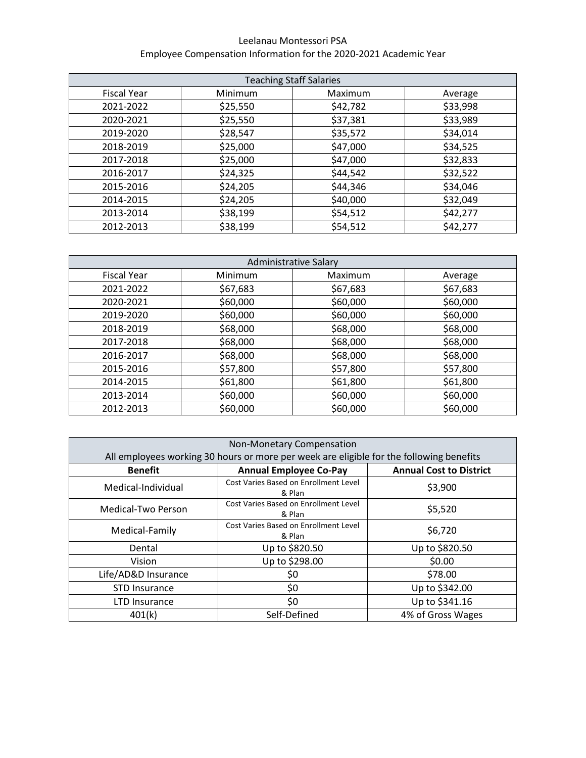# Leelanau Montessori PSA
## Employee Compensation Information for the 2020-2021 Academic Year

| Teaching Staff Salaries | | | |
|---|---|---|---|
| Fiscal Year | Minimum | Maximum | Average |
| 2021-2022 | $25,550 | $42,782 | $33,998 |
| 2020-2021 | $25,550 | $37,381 | $33,989 |
| 2019-2020 | $28,547 | $35,572 | $34,014 |
| 2018-2019 | $25,000 | $47,000 | $34,525 |
| 2017-2018 | $25,000 | $47,000 | $32,833 |
| 2016-2017 | $24,325 | $44,542 | $32,522 |
| 2015-2016 | $24,205 | $44,346 | $34,046 |
| 2014-2015 | $24,205 | $40,000 | $32,049 |
| 2013-2014 | $38,199 | $54,512 | $42,277 |
| 2012-2013 | $38,199 | $54,512 | $42,277 |

| Administrative Salary | | | |
|---|---|---|---|
| Fiscal Year | Minimum | Maximum | Average |
| 2021-2022 | $67,683 | $67,683 | $67,683 |
| 2020-2021 | $60,000 | $60,000 | $60,000 |
| 2019-2020 | $60,000 | $60,000 | $60,000 |
| 2018-2019 | $68,000 | $68,000 | $68,000 |
| 2017-2018 | $68,000 | $68,000 | $68,000 |
| 2016-2017 | $68,000 | $68,000 | $68,000 |
| 2015-2016 | $57,800 | $57,800 | $57,800 |
| 2014-2015 | $61,800 | $61,800 | $61,800 |
| 2013-2014 | $60,000 | $60,000 | $60,000 |
| 2012-2013 | $60,000 | $60,000 | $60,000 |

| Non-Monetary Compensation<br>All employees working 30 hours or more per week are eligible for the following benefits | | |
|---|---|---|
| **Benefit** | **Annual Employee Co-Pay** | **Annual Cost to District** |
| Medical-Individual | Cost Varies Based on Enrollment Level & Plan | $3,900 |
| Medical-Two Person | Cost Varies Based on Enrollment Level & Plan | $5,520 |
| Medical-Family | Cost Varies Based on Enrollment Level & Plan | $6,720 |
| Dental | Up to $820.50 | Up to $820.50 |
| Vision | Up to $298.00 | $0.00 |
| Life/AD&D Insurance | $0 | $78.00 |
| STD Insurance | $0 | Up to $342.00 |
| LTD Insurance | $0 | Up to $341.16 |
| 401(k) | Self-Defined | 4% of Gross Wages |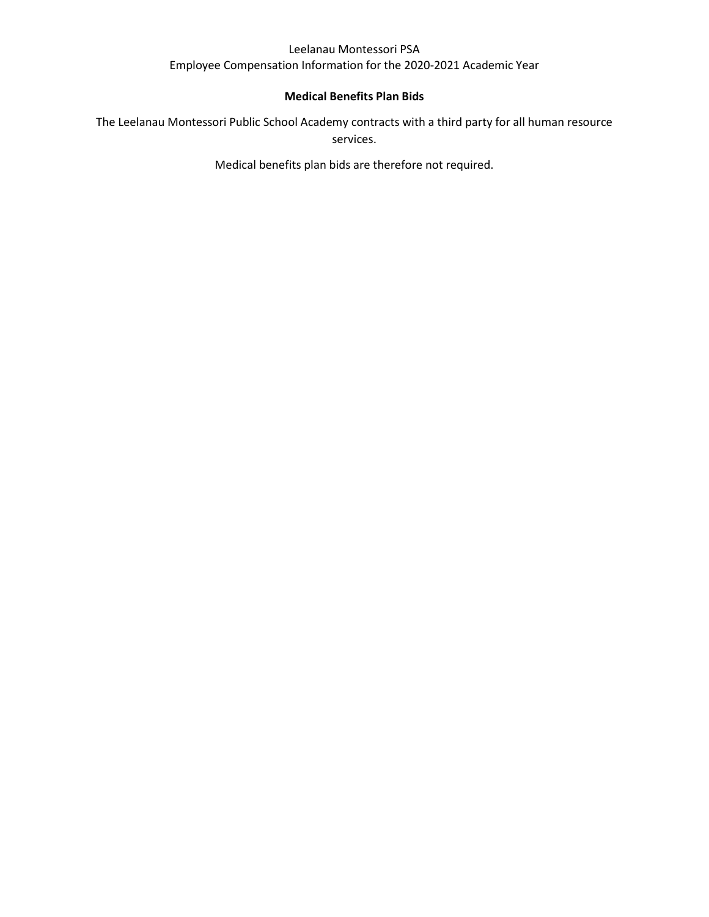Leelanau Montessori PSA
Employee Compensation Information for the 2020-2021 Academic Year

**Medical Benefits Plan Bids**

The Leelanau Montessori Public School Academy contracts with a third party for all human resource services.

Medical benefits plan bids are therefore not required.